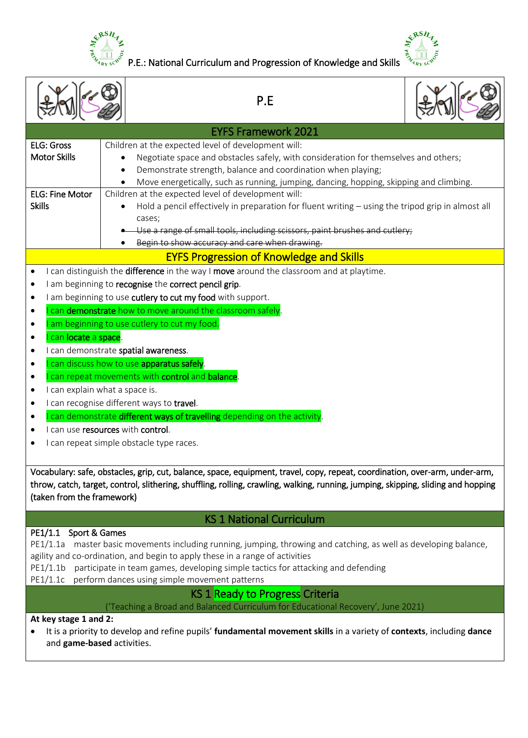# P.E.: National Curriculum and Progression of Knowledge and Skills

## P.E

### EYFS Framework 2021

| | |
|---|---|
| **ELG: Gross Motor Skills** | Children at the expected level of development will:<br>• Negotiate space and obstacles safely, with consideration for themselves and others;<br>• Demonstrate strength, balance and coordination when playing;<br>• Move energetically, such as running, jumping, dancing, hopping, skipping and climbing. |
| **ELG: Fine Motor Skills** | Children at the expected level of development will:<br>• Hold a pencil effectively in preparation for fluent writing – using the tripod grip in almost all cases;<br>• ~~Use a range of small tools, including scissors, paint brushes and cutlery;~~<br>• ~~Begin to show accuracy and care when drawing.~~ |

### EYFS Progression of Knowledge and Skills

- I can distinguish the **difference** in the way I **move** around the classroom and at playtime.
- I am beginning to **recognise** the **correct pencil grip**.
- I am beginning to use **cutlery to cut my food** with support.
- I can **demonstrate** how to move around the classroom safely.
- I am beginning to use cutlery to cut my food.
- I can **locate** a **space**.
- I can demonstrate **spatial awareness**.
- I can discuss how to use **apparatus safely**.
- I can repeat movements with **control** and **balance**.
- I can explain what a space is.
- I can recognise different ways to **travel**.
- I can demonstrate **different ways of travelling** depending on the activity.
- I can use **resources** with **control**.
- I can repeat simple obstacle type races.

**Vocabulary: safe, obstacles, grip, cut, balance, space, equipment, travel, copy, repeat, coordination, over-arm, under-arm, throw, catch, target, control, slithering, shuffling, rolling, crawling, walking, running, jumping, skipping, sliding and hopping (taken from the framework)**

### KS 1 National Curriculum

**PE1/1.1 Sport & Games**

PE1/1.1a master basic movements including running, jumping, throwing and catching, as well as developing balance, agility and co-ordination, and begin to apply these in a range of activities

PE1/1.1b participate in team games, developing simple tactics for attacking and defending

PE1/1.1c perform dances using simple movement patterns

### KS 1 Ready to Progress Criteria

('Teaching a Broad and Balanced Curriculum for Educational Recovery', June 2021)

**At key stage 1 and 2:**

- It is a priority to develop and refine pupils' **fundamental movement skills** in a variety of **contexts**, including **dance** and **game-based** activities.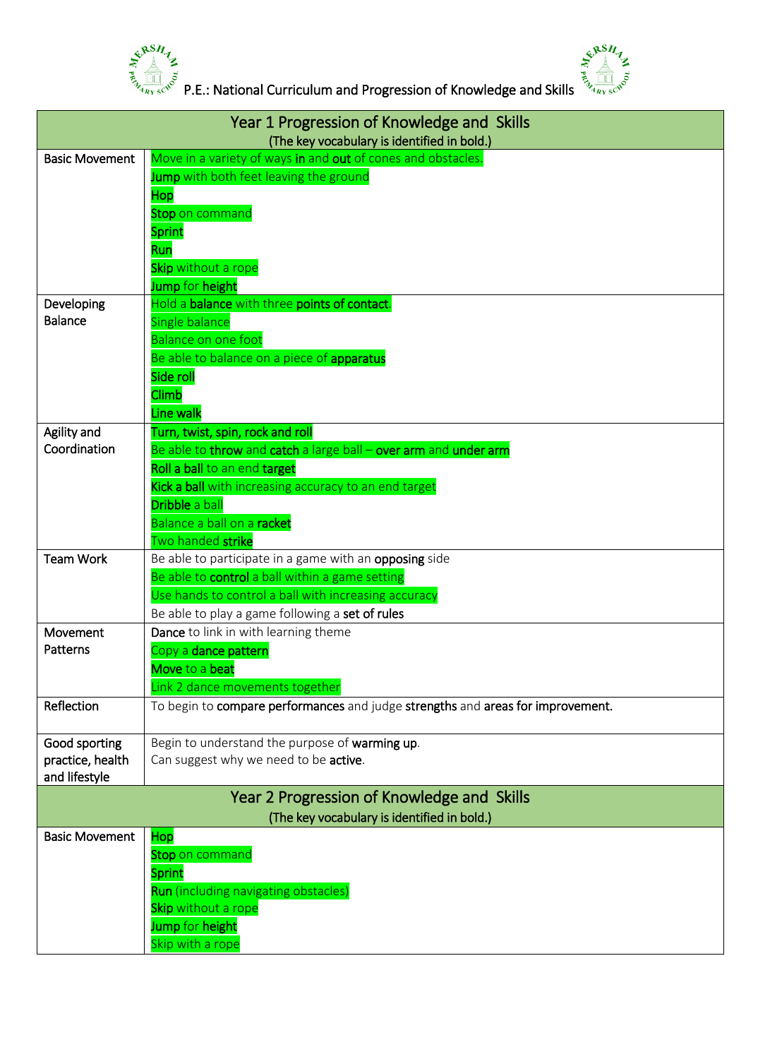P.E.: National Curriculum and Progression of Knowledge and Skills

| Year 1 Progression of Knowledge and Skills (The key vocabulary is identified in bold.) | |
|---|---|
| Basic Movement | Move in a variety of ways **in** and **out** of cones and obstacles.<br>**Jump** with both feet leaving the ground<br>**Hop**<br>**Stop** on command<br>**Sprint**<br>**Run**<br>**Skip** without a rope<br>**Jump** for **height** |
| Developing Balance | Hold a **balance** with three **points of contact**.<br>Single balance<br>Balance on one foot<br>Be able to balance on a piece of **apparatus**<br>**Side roll**<br>**Climb**<br>**Line walk** |
| Agility and Coordination | **Turn, twist, spin, rock and roll**<br>Be able to **throw** and **catch** a large ball – **over arm** and **under arm**<br>**Roll a ball** to an end **target**<br>**Kick a ball** with increasing accuracy to an end target<br>**Dribble** a ball<br>Balance a ball on a **racket**<br>Two handed **strike** |
| Team Work | Be able to participate in a game with an **opposing** side<br>Be able to **control** a ball within a game setting<br>Use hands to control a ball with increasing accuracy<br>Be able to play a game following a **set of rules** |
| Movement Patterns | **Dance** to link in with learning theme<br>Copy a **dance pattern**<br>**Move** to a **beat**<br>Link 2 dance movements together |
| Reflection | To begin to **compare performances** and judge **strengths** and **areas for improvement.** |
| Good sporting practice, health and lifestyle | Begin to understand the purpose of **warming up**.<br>Can suggest why we need to be **active**. |

| Year 2 Progression of Knowledge and Skills (The key vocabulary is identified in bold.) | |
|---|---|
| Basic Movement | **Hop**<br>**Stop** on command<br>**Sprint**<br>**Run** (including navigating obstacles)<br>**Skip** without a rope<br>**Jump** for **height**<br>Skip with a rope |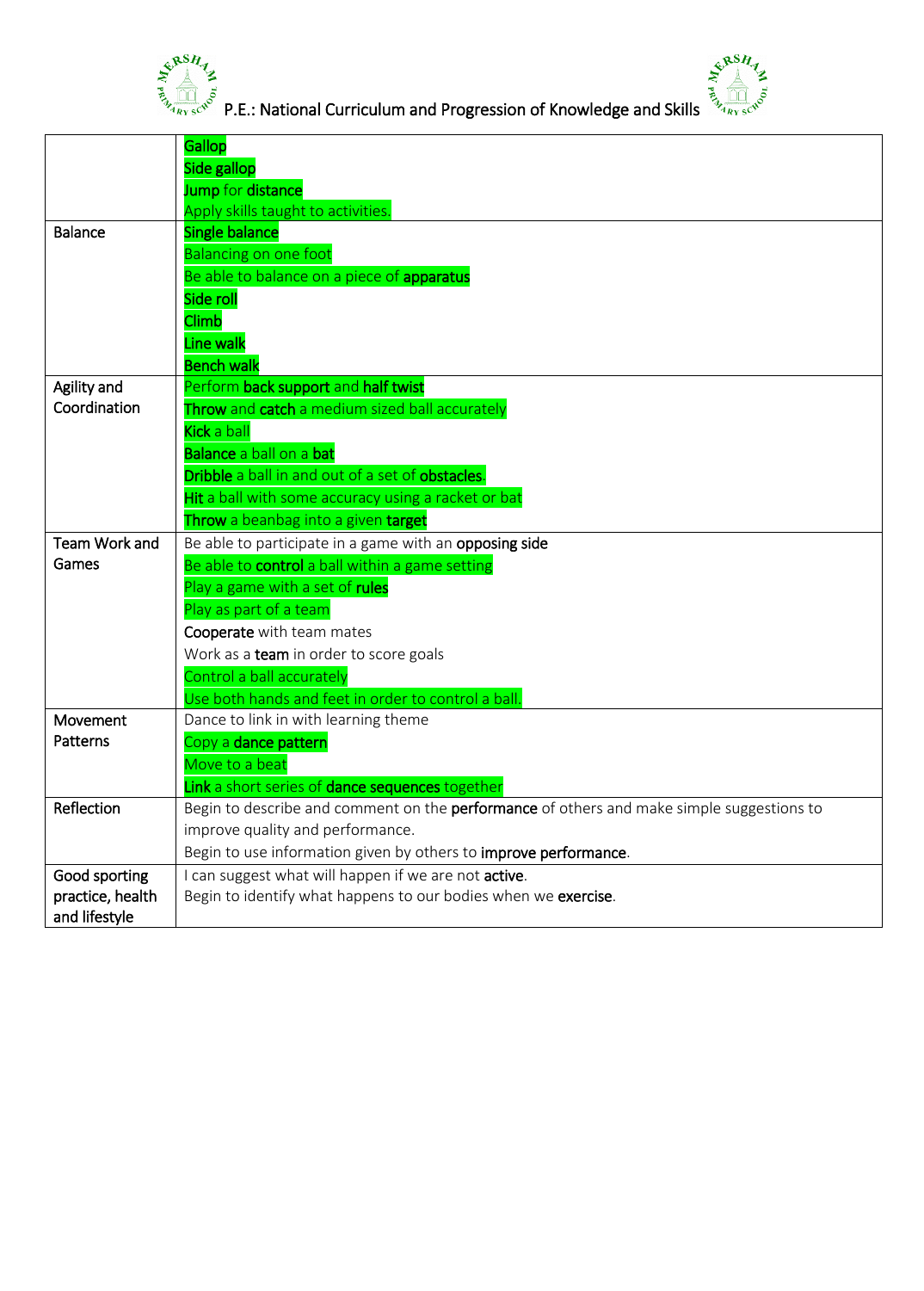| | |
|---|---|
| | Gallop<br>Side gallop<br>**Jump** for **distance**<br>Apply skills taught to activities. |
| Balance | **Single balance**<br>Balancing on one foot<br>Be able to balance on a piece of **apparatus**<br>**Side roll**<br>**Climb**<br>**Line walk**<br>**Bench walk** |
| Agility and Coordination | Perform **back support** and **half twist**<br>**Throw** and **catch** a medium sized ball accurately<br>**Kick** a ball<br>**Balance** a ball on a **bat**<br>**Dribble** a ball in and out of a set of **obstacles**.<br>**Hit** a ball with some accuracy using a racket or bat<br>**Throw** a beanbag into a given **target** |
| Team Work and Games | Be able to participate in a game with an **opposing side**<br>Be able to **control** a ball within a game setting<br>Play a game with a set of **rules**<br>Play as part of a team<br>**Cooperate** with team mates<br>Work as a **team** in order to score goals<br>Control a ball accurately<br>Use both hands and feet in order to control a ball. |
| Movement Patterns | Dance to link in with learning theme<br>Copy a **dance pattern**<br>Move to a beat<br>**Link** a short series of **dance sequences** together |
| Reflection | Begin to describe and comment on the **performance** of others and make simple suggestions to improve quality and performance.<br>Begin to use information given by others to **improve performance**. |
| Good sporting practice, health and lifestyle | I can suggest what will happen if we are not **active**.<br>Begin to identify what happens to our bodies when we **exercise**. |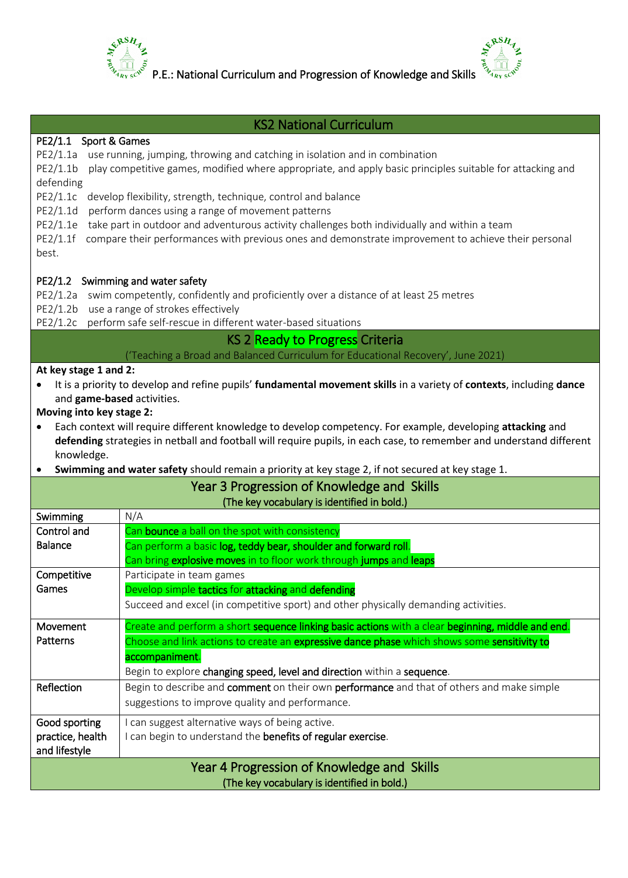P.E.: National Curriculum and Progression of Knowledge and Skills

## KS2 National Curriculum

**PE2/1.1 Sport & Games**

PE2/1.1a use running, jumping, throwing and catching in isolation and in combination

PE2/1.1b play competitive games, modified where appropriate, and apply basic principles suitable for attacking and defending

PE2/1.1c develop flexibility, strength, technique, control and balance

PE2/1.1d perform dances using a range of movement patterns

PE2/1.1e take part in outdoor and adventurous activity challenges both individually and within a team

PE2/1.1f compare their performances with previous ones and demonstrate improvement to achieve their personal best.

**PE2/1.2 Swimming and water safety**

PE2/1.2a swim competently, confidently and proficiently over a distance of at least 25 metres

PE2/1.2b use a range of strokes effectively

PE2/1.2c perform safe self-rescue in different water-based situations

## KS 2 Ready to Progress Criteria

('Teaching a Broad and Balanced Curriculum for Educational Recovery', June 2021)

**At key stage 1 and 2:**

- It is a priority to develop and refine pupils' **fundamental movement skills** in a variety of **contexts**, including **dance** and **game-based** activities.

**Moving into key stage 2:**

- Each context will require different knowledge to develop competency. For example, developing **attacking** and **defending** strategies in netball and football will require pupils, in each case, to remember and understand different knowledge.
- **Swimming and water safety** should remain a priority at key stage 2, if not secured at key stage 1.

## Year 3 Progression of Knowledge and Skills

(The key vocabulary is identified in bold.)

| | |
|---|---|
| Swimming | N/A |
| Control and Balance | Can **bounce** a ball on the spot with consistency<br>Can perform a basic **log, teddy bear, shoulder and forward roll**.<br>Can bring **explosive moves** in to floor work through **jumps** and **leaps** |
| Competitive Games | Participate in team games<br>Develop simple **tactics** for **attacking** and **defending**<br>Succeed and excel (in competitive sport) and other physically demanding activities. |
| Movement Patterns | Create and perform a short **sequence linking basic actions** with a clear **beginning, middle and end**.<br>Choose and link actions to create an **expressive dance phase** which shows some **sensitivity to accompaniment**.<br>Begin to explore **changing speed, level and direction** within a **sequence**. |
| Reflection | Begin to describe and **comment** on their own **performance** and that of others and make simple suggestions to improve quality and performance. |
| Good sporting practice, health and lifestyle | I can suggest alternative ways of being active.<br>I can begin to understand the **benefits of regular exercise**. |

## Year 4 Progression of Knowledge and Skills

(The key vocabulary is identified in bold.)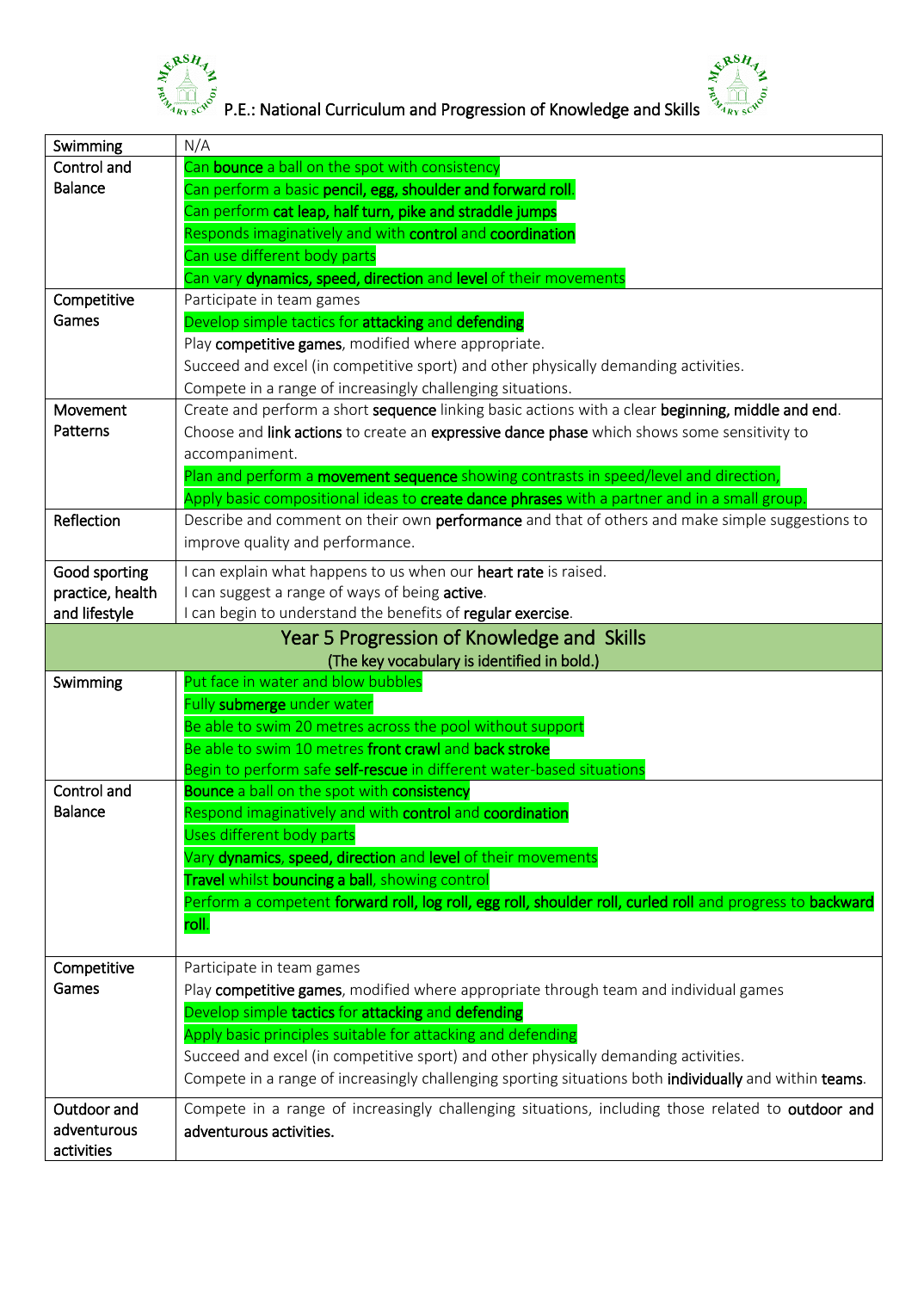# P.E.: National Curriculum and Progression of Knowledge and Skills

| | |
|---|---|
| Swimming | N/A |
| Control and Balance | Can **bounce** a ball on the spot with consistency<br>Can perform a basic **pencil, egg, shoulder and forward roll**.<br>Can perform **cat leap, half turn, pike and straddle jumps**<br>Responds imaginatively and with **control** and **coordination**<br>Can use different body parts<br>Can vary **dynamics, speed, direction** and **level** of their movements |
| Competitive Games | Participate in team games<br>Develop simple tactics for **attacking** and **defending**<br>Play **competitive games**, modified where appropriate.<br>Succeed and excel (in competitive sport) and other physically demanding activities.<br>Compete in a range of increasingly challenging situations. |
| Movement Patterns | Create and perform a short **sequence** linking basic actions with a clear **beginning, middle and end**.<br>Choose and **link actions** to create an **expressive dance phase** which shows some sensitivity to accompaniment.<br>Plan and perform a **movement sequence** showing contrasts in speed/level and direction.<br>Apply basic compositional ideas to **create dance phrases** with a partner and in a small group. |
| Reflection | Describe and comment on their own **performance** and that of others and make simple suggestions to improve quality and performance. |
| Good sporting practice, health and lifestyle | I can explain what happens to us when our **heart rate** is raised.<br>I can suggest a range of ways of being **active**.<br>I can begin to understand the benefits of **regular exercise**. |
| **Year 5 Progression of Knowledge and Skills**<br>(The key vocabulary is identified in bold.) | |
| Swimming | Put face in water and blow bubbles<br>Fully **submerge** under water<br>Be able to swim 20 metres across the pool without support<br>Be able to swim 10 metres **front crawl** and **back stroke**<br>Begin to perform safe **self-rescue** in different water-based situations |
| Control and Balance | **Bounce** a ball on the spot with **consistency**<br>Respond imaginatively and with **control** and **coordination**<br>Uses different body parts<br>Vary **dynamics**, **speed**, **direction** and **level** of their movements<br>**Travel** whilst **bouncing a ball**, showing control<br>Perform a competent **forward roll, log roll, egg roll, shoulder roll, curled roll** and progress to **backward roll**. |
| Competitive Games | Participate in team games<br>Play **competitive games**, modified where appropriate through team and individual games<br>Develop simple **tactics** for **attacking** and **defending**<br>Apply basic principles suitable for attacking and defending<br>Succeed and excel (in competitive sport) and other physically demanding activities.<br>Compete in a range of increasingly challenging sporting situations both **individually** and within **teams**. |
| Outdoor and adventurous activities | Compete in a range of increasingly challenging situations, including those related to **outdoor and adventurous activities.** |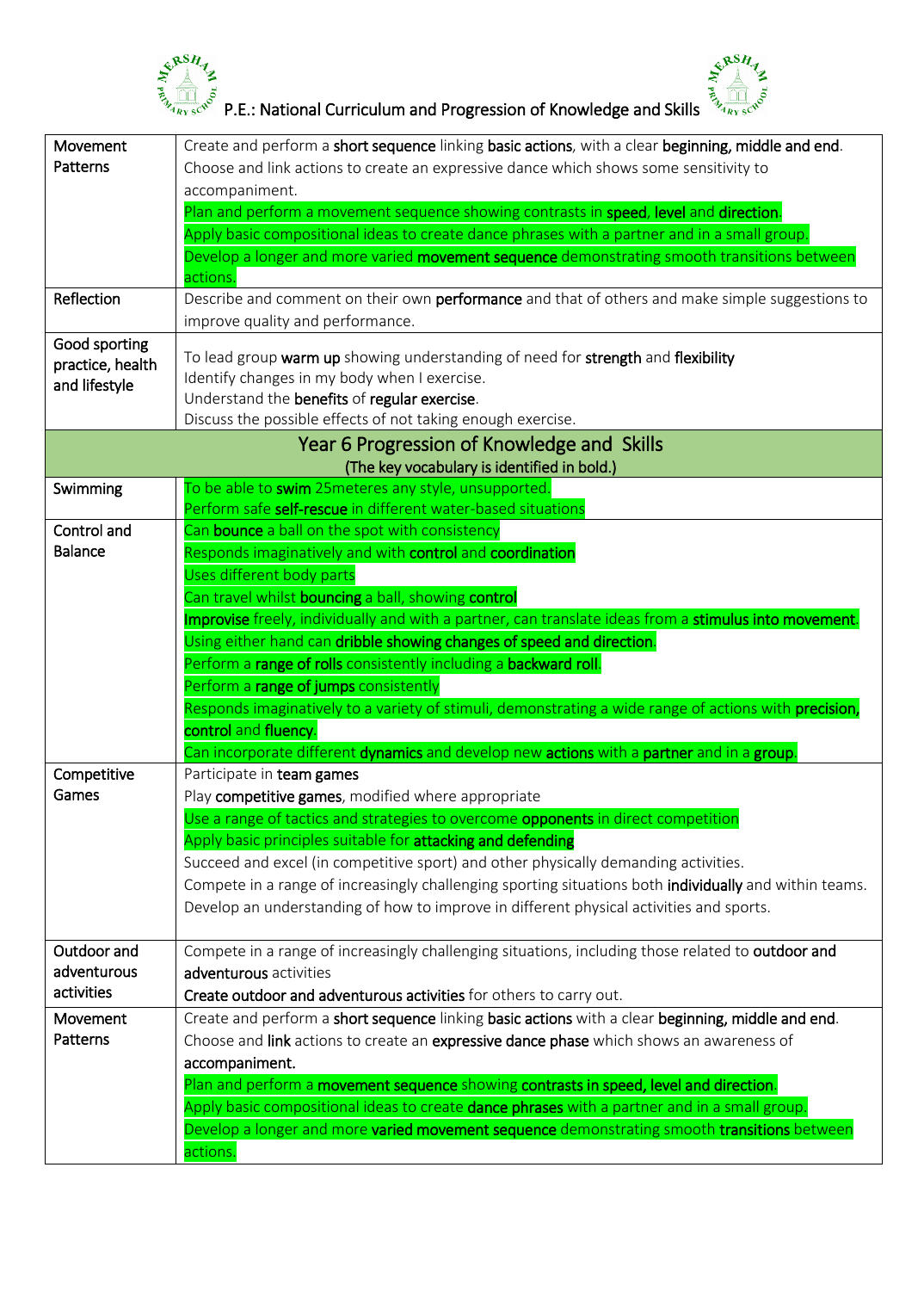# P.E.: National Curriculum and Progression of Knowledge and Skills

| | |
|---|---|
| Movement Patterns | Create and perform a **short sequence** linking **basic actions**, with a clear **beginning, middle and end**.<br>Choose and link actions to create an expressive dance which shows some sensitivity to accompaniment.<br>Plan and perform a movement sequence showing contrasts in **speed**, **level** and **direction**.<br>Apply basic compositional ideas to create dance phrases with a partner and in a small group.<br>Develop a longer and more varied **movement sequence** demonstrating smooth transitions between actions. |
| Reflection | Describe and comment on their own **performance** and that of others and make simple suggestions to improve quality and performance. |
| Good sporting practice, health and lifestyle | To lead group **warm up** showing understanding of need for **strength** and **flexibility**<br>Identify changes in my body when I exercise.<br>Understand the **benefits** of **regular exercise**.<br>Discuss the possible effects of not taking enough exercise. |
| **Year 6 Progression of Knowledge and Skills**<br>(The key vocabulary is identified in bold.) | |
| Swimming | To be able to **swim** 25meteres any style, unsupported.<br>Perform safe **self-rescue** in different water-based situations |
| Control and Balance | Can **bounce** a ball on the spot with consistency<br>Responds imaginatively and with **control** and **coordination**<br>Uses different body parts<br>Can travel whilst **bouncing** a ball, showing **control**<br>**Improvise** freely, individually and with a partner, can translate ideas from a **stimulus into movement**.<br>Using either hand can **dribble showing changes of speed and direction**.<br>Perform a **range of rolls** consistently including a **backward roll**.<br>Perform a **range of jumps** consistently<br>Responds imaginatively to a variety of stimuli, demonstrating a wide range of actions with **precision, control** and **fluency**.<br>Can incorporate different **dynamics** and develop new **actions** with a **partner** and in a **group**. |
| Competitive Games | Participate in **team games**<br>Play **competitive games**, modified where appropriate<br>Use a range of tactics and strategies to overcome **opponents** in direct competition<br>Apply basic principles suitable for **attacking and defending**<br>Succeed and excel (in competitive sport) and other physically demanding activities.<br>Compete in a range of increasingly challenging sporting situations both **individually** and within teams.<br>Develop an understanding of how to improve in different physical activities and sports. |
| Outdoor and adventurous activities | Compete in a range of increasingly challenging situations, including those related to **outdoor and adventurous** activities<br>**Create outdoor and adventurous activities** for others to carry out. |
| Movement Patterns | Create and perform a **short sequence** linking **basic actions** with a clear **beginning, middle and end**.<br>Choose and **link** actions to create an **expressive dance phase** which shows an awareness of **accompaniment.**<br>Plan and perform a **movement sequence** showing **contrasts in speed, level and direction**.<br>Apply basic compositional ideas to create **dance phrases** with a partner and in a small group.<br>Develop a longer and more **varied movement sequence** demonstrating smooth **transitions** between actions. |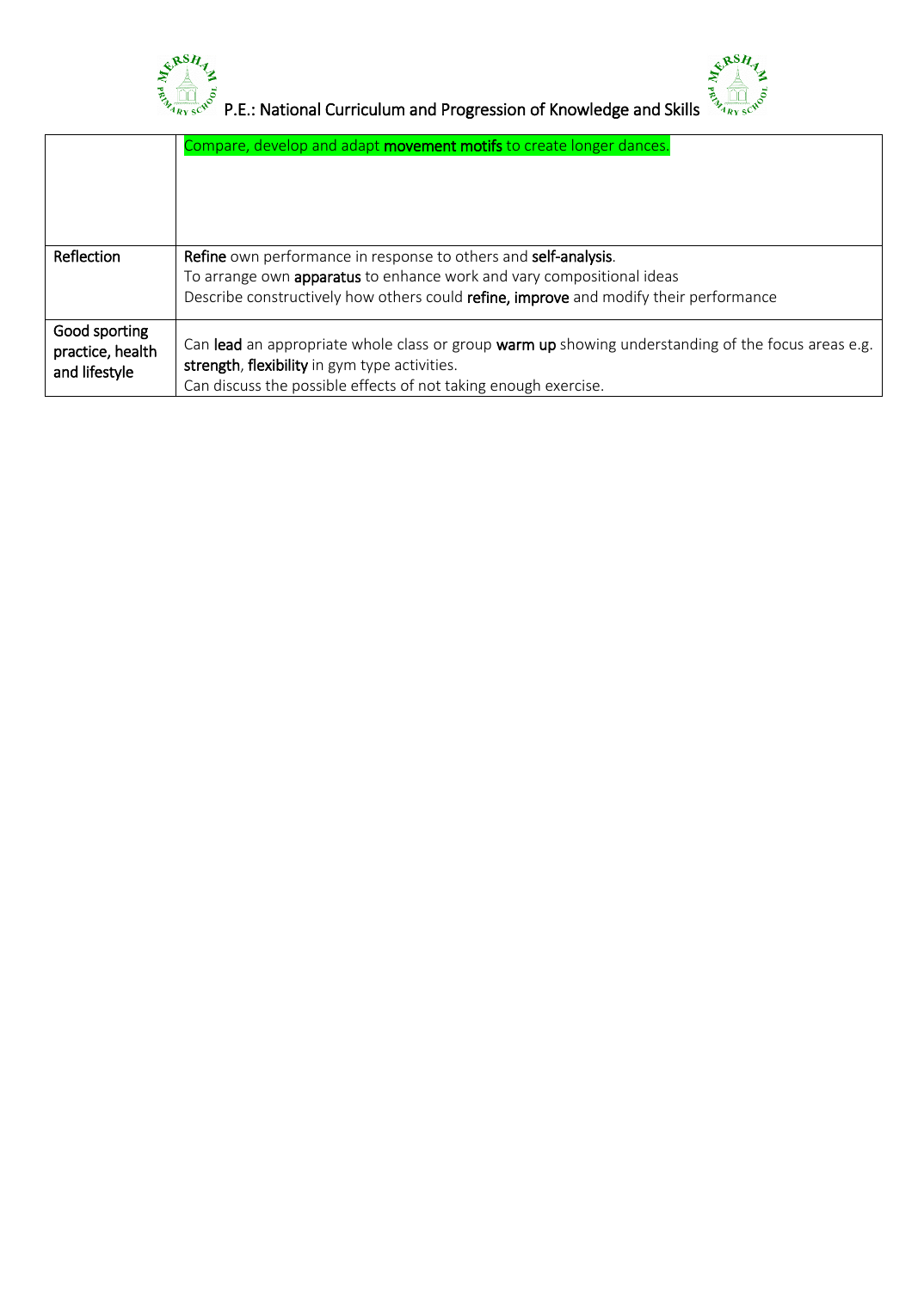| | |
|---|---|
| | Compare, develop and adapt **movement motifs** to create longer dances. |
| Reflection | **Refine** own performance in response to others and **self-analysis**.<br>To arrange own **apparatus** to enhance work and vary compositional ideas<br>Describe constructively how others could **refine, improve** and modify their performance |
| Good sporting practice, health and lifestyle | Can **lead** an appropriate whole class or group **warm up** showing understanding of the focus areas e.g. **strength**, **flexibility** in gym type activities.<br>Can discuss the possible effects of not taking enough exercise. |